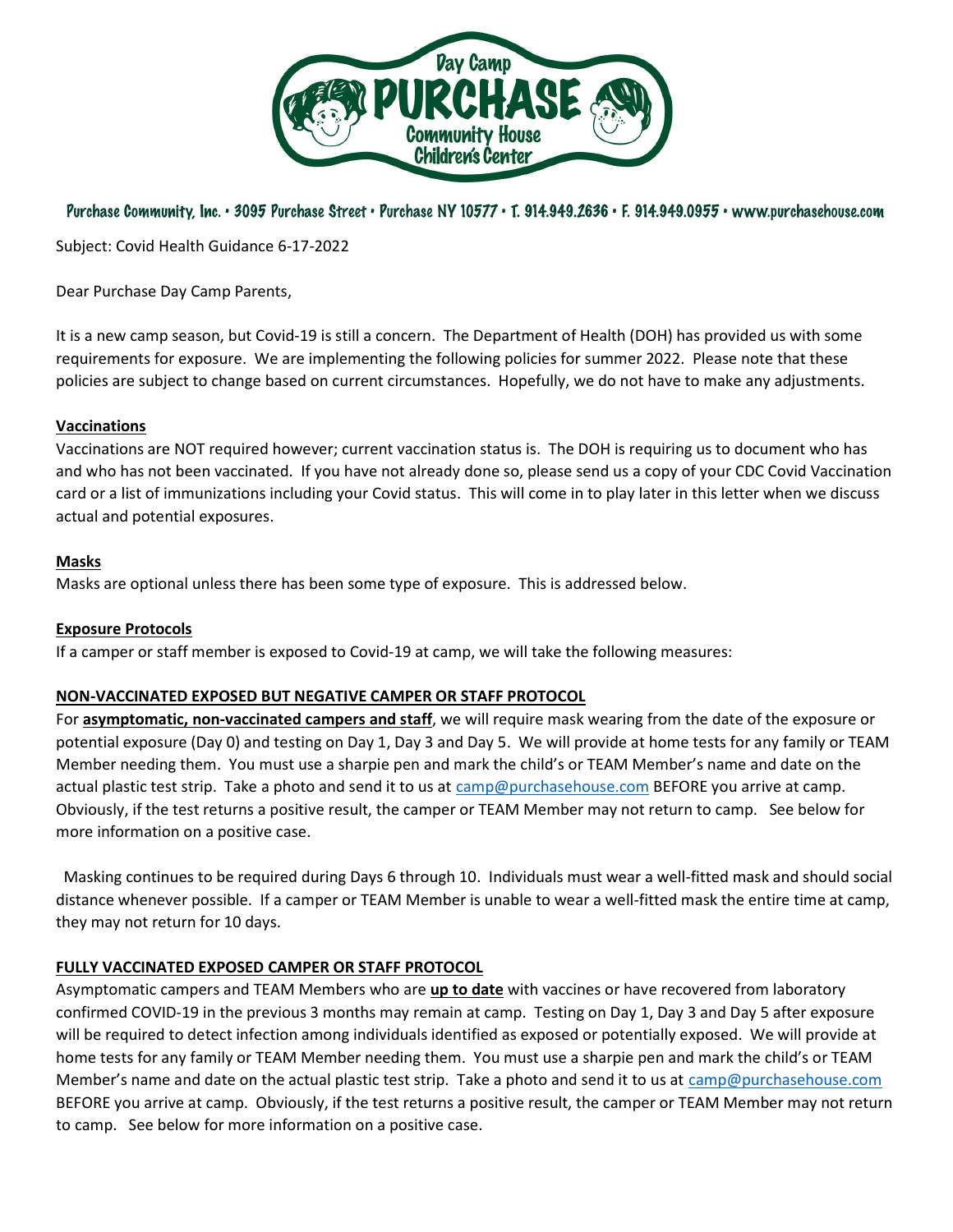Day Camp **PURCHASE** Community House Children's Center

Purchase Community, Inc. • 3095 Purchase Street • Purchase NY 10577 • T. 914.949.2636 • F. 914.949.0955 • www.purchasehouse.com

Subject: Covid Health Guidance 6-17-2022

Dear Purchase Day Camp Parents,

It is a new camp season, but Covid-19 is still a concern. The Department of Health (DOH) has provided us with some requirements for exposure. We are implementing the following policies for summer 2022. Please note that these policies are subject to change based on current circumstances. Hopefully, we do not have to make any adjustments.

**Vaccinations**

Vaccinations are NOT required however; current vaccination status is. The DOH is requiring us to document who has and who has not been vaccinated. If you have not already done so, please send us a copy of your CDC Covid Vaccination card or a list of immunizations including your Covid status. This will come in to play later in this letter when we discuss actual and potential exposures.

**Masks**

Masks are optional unless there has been some type of exposure. This is addressed below.

**Exposure Protocols**

If a camper or staff member is exposed to Covid-19 at camp, we will take the following measures:

**NON-VACCINATED EXPOSED BUT NEGATIVE CAMPER OR STAFF PROTOCOL**

For **asymptomatic, non-vaccinated campers and staff**, we will require mask wearing from the date of the exposure or potential exposure (Day 0) and testing on Day 1, Day 3 and Day 5. We will provide at home tests for any family or TEAM Member needing them. You must use a sharpie pen and mark the child's or TEAM Member's name and date on the actual plastic test strip. Take a photo and send it to us at camp@purchasehouse.com BEFORE you arrive at camp. Obviously, if the test returns a positive result, the camper or TEAM Member may not return to camp. See below for more information on a positive case.

Masking continues to be required during Days 6 through 10. Individuals must wear a well-fitted mask and should social distance whenever possible. If a camper or TEAM Member is unable to wear a well-fitted mask the entire time at camp, they may not return for 10 days.

**FULLY VACCINATED EXPOSED CAMPER OR STAFF PROTOCOL**

Asymptomatic campers and TEAM Members who are **up to date** with vaccines or have recovered from laboratory confirmed COVID-19 in the previous 3 months may remain at camp. Testing on Day 1, Day 3 and Day 5 after exposure will be required to detect infection among individuals identified as exposed or potentially exposed. We will provide at home tests for any family or TEAM Member needing them. You must use a sharpie pen and mark the child's or TEAM Member's name and date on the actual plastic test strip. Take a photo and send it to us at camp@purchasehouse.com BEFORE you arrive at camp. Obviously, if the test returns a positive result, the camper or TEAM Member may not return to camp. See below for more information on a positive case.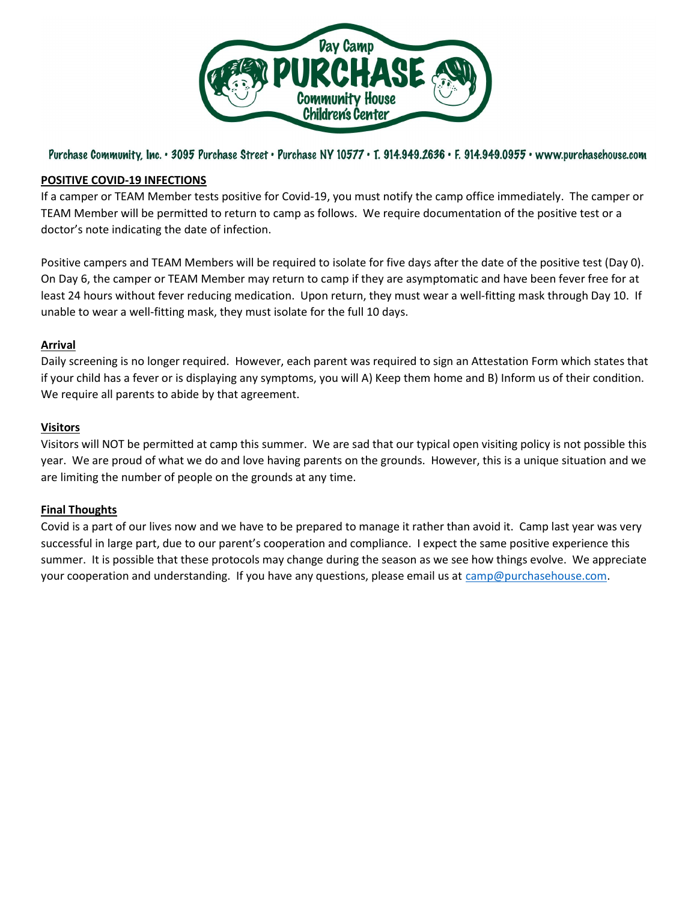Purchase Community, Inc. • 3095 Purchase Street • Purchase NY 10577 • T. 914.949.2636 • F. 914.949.0955 • www.purchasehouse.com

## POSITIVE COVID-19 INFECTIONS

If a camper or TEAM Member tests positive for Covid-19, you must notify the camp office immediately. The camper or TEAM Member will be permitted to return to camp as follows. We require documentation of the positive test or a doctor's note indicating the date of infection.

Positive campers and TEAM Members will be required to isolate for five days after the date of the positive test (Day 0). On Day 6, the camper or TEAM Member may return to camp if they are asymptomatic and have been fever free for at least 24 hours without fever reducing medication. Upon return, they must wear a well-fitting mask through Day 10. If unable to wear a well-fitting mask, they must isolate for the full 10 days.

## Arrival

Daily screening is no longer required. However, each parent was required to sign an Attestation Form which states that if your child has a fever or is displaying any symptoms, you will A) Keep them home and B) Inform us of their condition. We require all parents to abide by that agreement.

## Visitors

Visitors will NOT be permitted at camp this summer. We are sad that our typical open visiting policy is not possible this year. We are proud of what we do and love having parents on the grounds. However, this is a unique situation and we are limiting the number of people on the grounds at any time.

## Final Thoughts

Covid is a part of our lives now and we have to be prepared to manage it rather than avoid it. Camp last year was very successful in large part, due to our parent's cooperation and compliance. I expect the same positive experience this summer. It is possible that these protocols may change during the season as we see how things evolve. We appreciate your cooperation and understanding. If you have any questions, please email us at camp@purchasehouse.com.